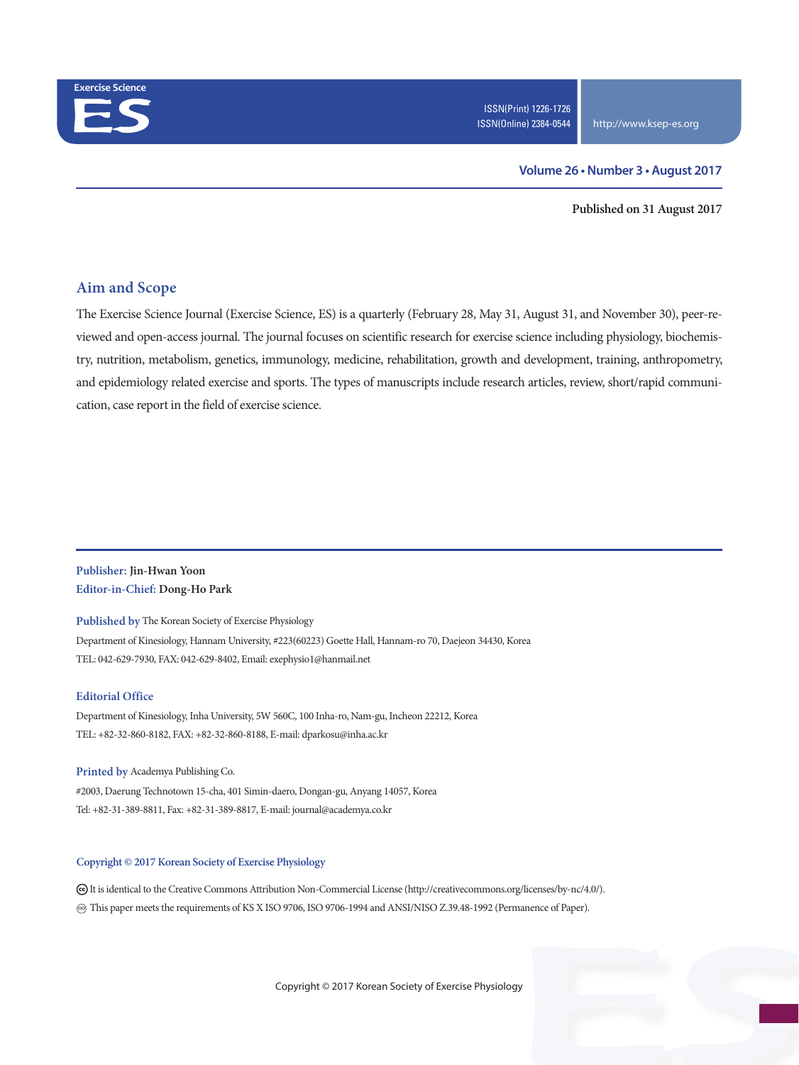Exercise Science

ES

ISSN(Print) 1226-1726
ISSN(Online) 2384-0544

http://www.ksep-es.org

Volume 26 • Number 3 • August 2017

**Published on 31 August 2017**

## Aim and Scope

The Exercise Science Journal (Exercise Science, ES) is a quarterly (February 28, May 31, August 31, and November 30), peer-reviewed and open-access journal. The journal focuses on scientific research for exercise science including physiology, biochemistry, nutrition, metabolism, genetics, immunology, medicine, rehabilitation, growth and development, training, anthropometry, and epidemiology related exercise and sports. The types of manuscripts include research articles, review, short/rapid communication, case report in the field of exercise science.

**Publisher:** Jin-Hwan Yoon
**Editor-in-Chief:** Dong-Ho Park

**Published by** The Korean Society of Exercise Physiology
Department of Kinesiology, Hannam University, #223(60223) Goette Hall, Hannam-ro 70, Daejeon 34430, Korea
TEL: 042-629-7930, FAX: 042-629-8402, Email: exephysio1@hanmail.net

**Editorial Office**
Department of Kinesiology, Inha University, 5W 560C, 100 Inha-ro, Nam-gu, Incheon 22212, Korea
TEL: +82-32-860-8182, FAX: +82-32-860-8188, E-mail: dparkosu@inha.ac.kr

**Printed by** Academya Publishing Co.
#2003, Daerung Technotown 15-cha, 401 Simin-daero, Dongan-gu, Anyang 14057, Korea
Tel: +82-31-389-8811, Fax: +82-31-389-8817, E-mail: journal@academya.co.kr

**Copyright © 2017 Korean Society of Exercise Physiology**

It is identical to the Creative Commons Attribution Non-Commercial License (http://creativecommons.org/licenses/by-nc/4.0/).
This paper meets the requirements of KS X ISO 9706, ISO 9706-1994 and ANSI/NISO Z.39.48-1992 (Permanence of Paper).

Copyright © 2017 Korean Society of Exercise Physiology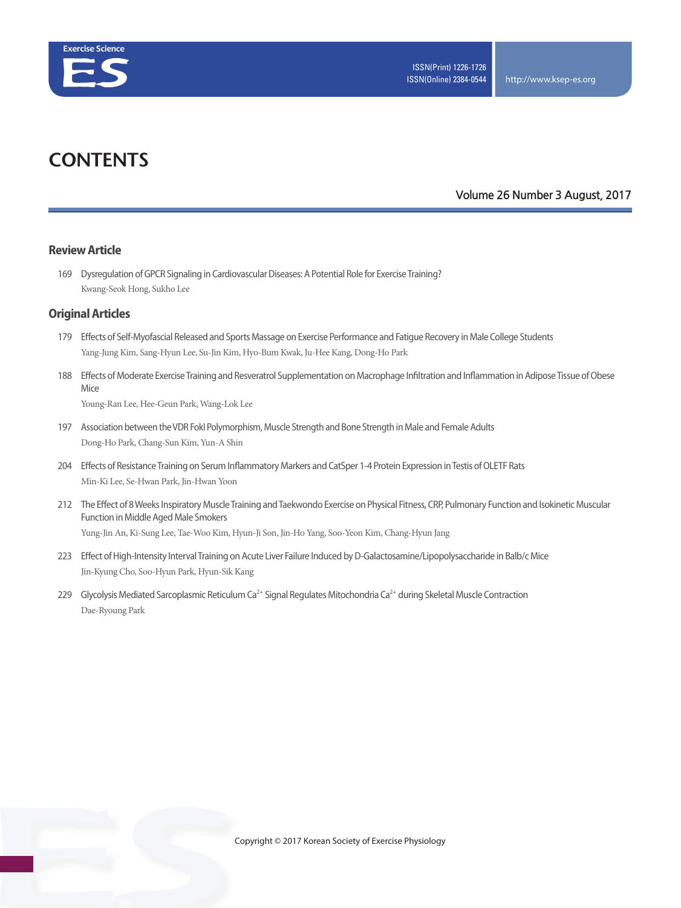# CONTENTS

Volume 26 Number 3 August, 2017

## Review Article

169 Dysregulation of GPCR Signaling in Cardiovascular Diseases: A Potential Role for Exercise Training?
Kwang-Seok Hong, Sukho Lee

## Original Articles

179 Effects of Self-Myofascial Released and Sports Massage on Exercise Performance and Fatigue Recovery in Male College Students
Yang-Jung Kim, Sang-Hyun Lee, Su-Jin Kim, Hyo-Bum Kwak, Ju-Hee Kang, Dong-Ho Park

188 Effects of Moderate Exercise Training and Resveratrol Supplementation on Macrophage Infiltration and Inflammation in Adipose Tissue of Obese Mice
Young-Ran Lee, Hee-Geun Park, Wang-Lok Lee

197 Association between the VDR FokI Polymorphism, Muscle Strength and Bone Strength in Male and Female Adults
Dong-Ho Park, Chang-Sun Kim, Yun-A Shin

204 Effects of Resistance Training on Serum Inflammatory Markers and CatSper 1-4 Protein Expression in Testis of OLETF Rats
Min-Ki Lee, Se-Hwan Park, Jin-Hwan Yoon

212 The Effect of 8 Weeks Inspiratory Muscle Training and Taekwondo Exercise on Physical Fitness, CRP, Pulmonary Function and Isokinetic Muscular Function in Middle Aged Male Smokers
Yung-Jin An, Ki-Sung Lee, Tae-Woo Kim, Hyun-Ji Son, Jin-Ho Yang, Soo-Yeon Kim, Chang-Hyun Jang

223 Effect of High-Intensity Interval Training on Acute Liver Failure Induced by D-Galactosamine/Lipopolysaccharide in Balb/c Mice
Jin-Kyung Cho, Soo-Hyun Park, Hyun-Sik Kang

229 Glycolysis Mediated Sarcoplasmic Reticulum $Ca^{2+}$ Signal Regulates Mitochondria $Ca^{2+}$ during Skeletal Muscle Contraction
Dae-Ryoung Park

Copyright © 2017 Korean Society of Exercise Physiology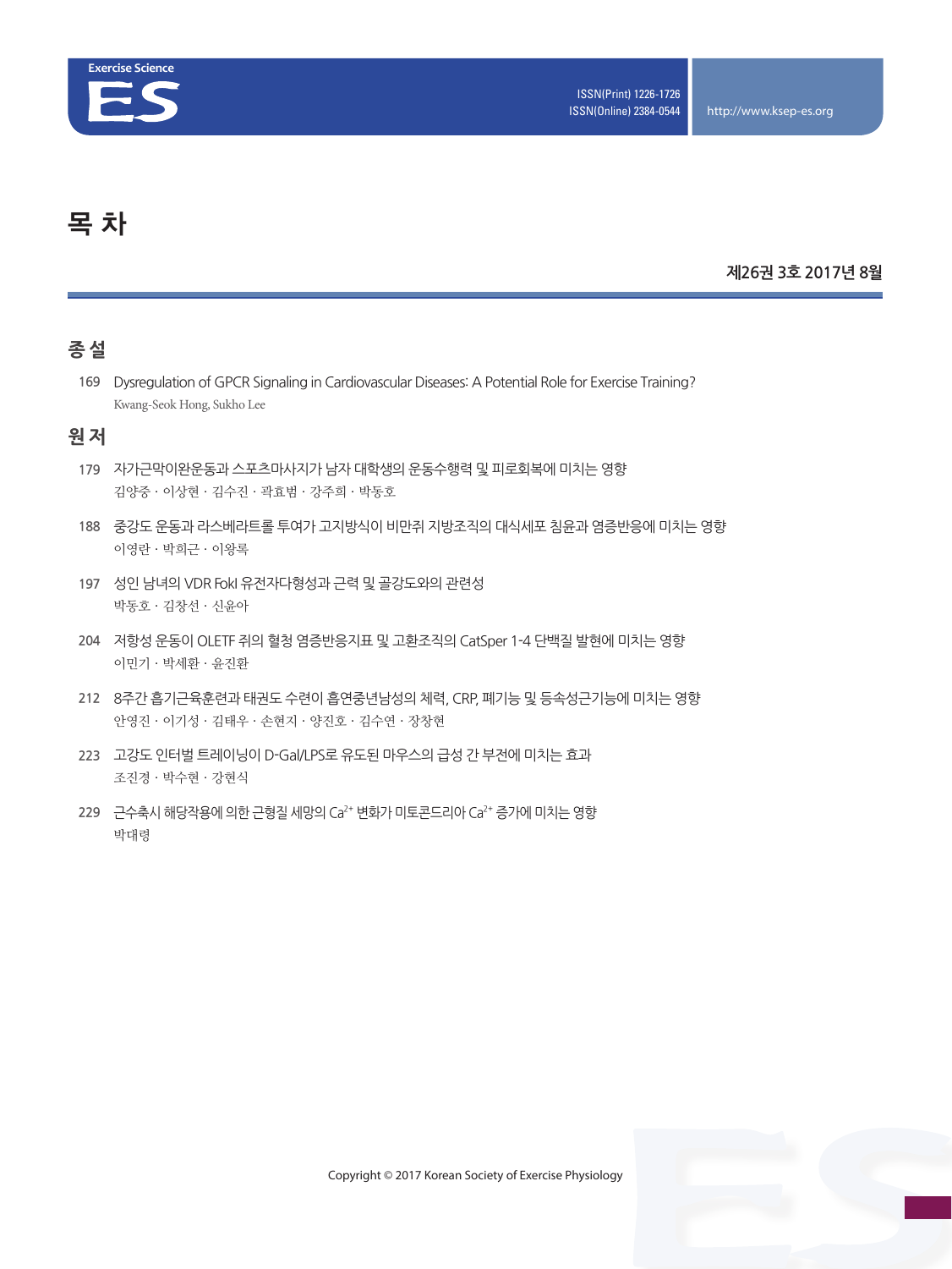# 목 차

제26권 3호 2017년 8월

## 종 설

169 Dysregulation of GPCR Signaling in Cardiovascular Diseases: A Potential Role for Exercise Training?
Kwang-Seok Hong, Sukho Lee

## 원 저

179 자가근막이완운동과 스포츠마사지가 남자 대학생의 운동수행력 및 피로회복에 미치는 영향
김양중 · 이상현 · 김수진 · 곽효범 · 강주희 · 박동호

188 중강도 운동과 라스베라트롤 투여가 고지방식이 비만쥐 지방조직의 대식세포 침윤과 염증반응에 미치는 영향
이영란 · 박희근 · 이왕록

197 성인 남녀의 VDR FokI 유전자다형성과 근력 및 골강도와의 관련성
박동호 · 김창선 · 신윤아

204 저항성 운동이 OLETF 쥐의 혈청 염증반응지표 및 고환조직의 CatSper 1-4 단백질 발현에 미치는 영향
이민기 · 박세환 · 윤진환

212 8주간 흡기근육훈련과 태권도 수련이 흡연중년남성의 체력, CRP, 폐기능 및 등속성근기능에 미치는 영향
안영진 · 이기성 · 김태우 · 손현지 · 양진호 · 김수연 · 장창현

223 고강도 인터벌 트레이닝이 D-Gal/LPS로 유도된 마우스의 급성 간 부전에 미치는 효과
조진경 · 박수현 · 강현식

229 근수축시 해당작용에 의한 근형질 세망의 $Ca^{2+}$ 변화가 미토콘드리아 $Ca^{2+}$ 증가에 미치는 영향
박대령

Copyright © 2017 Korean Society of Exercise Physiology